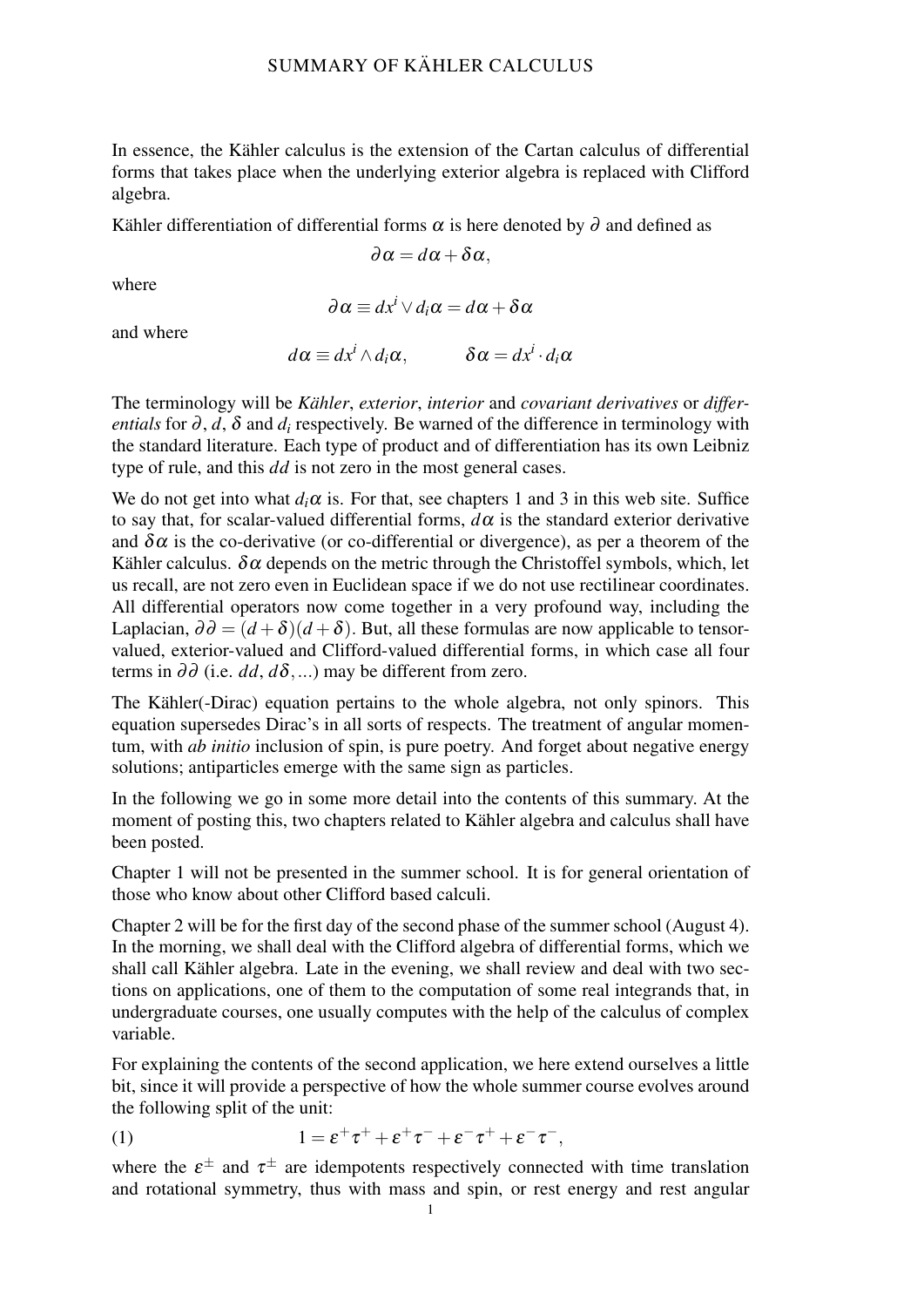# SUMMARY OF KÄHLER CALCULUS

In essence, the Kähler calculus is the extension of the Cartan calculus of differential forms that takes place when the underlying exterior algebra is replaced with Clifford algebra.

Kähler differentiation of differential forms $\alpha$ is here denoted by $\partial$ and defined as

$$\partial\alpha = d\alpha + \delta\alpha,$$

where

$$\partial\alpha \equiv dx^i \vee d_i\alpha = d\alpha + \delta\alpha$$

and where

$$d\alpha \equiv dx^i \wedge d_i\alpha, \qquad \delta\alpha = dx^i \cdot d_i\alpha$$

The terminology will be *Kähler*, *exterior*, *interior* and *covariant derivatives* or *differentials* for $\partial$, $d$, $\delta$ and $d_i$ respectively. Be warned of the difference in terminology with the standard literature. Each type of product and of differentiation has its own Leibniz type of rule, and this $dd$ is not zero in the most general cases.

We do not get into what $d_i\alpha$ is. For that, see chapters 1 and 3 in this web site. Suffice to say that, for scalar-valued differential forms, $d\alpha$ is the standard exterior derivative and $\delta\alpha$ is the co-derivative (or co-differential or divergence), as per a theorem of the Kähler calculus. $\delta\alpha$ depends on the metric through the Christoffel symbols, which, let us recall, are not zero even in Euclidean space if we do not use rectilinear coordinates. All differential operators now come together in a very profound way, including the Laplacian, $\partial\partial = (d+\delta)(d+\delta)$. But, all these formulas are now applicable to tensor-valued, exterior-valued and Clifford-valued differential forms, in which case all four terms in $\partial\partial$ (i.e. $dd$, $d\delta$,...) may be different from zero.

The Kähler(-Dirac) equation pertains to the whole algebra, not only spinors. This equation supersedes Dirac's in all sorts of respects. The treatment of angular momentum, with *ab initio* inclusion of spin, is pure poetry. And forget about negative energy solutions; antiparticles emerge with the same sign as particles.

In the following we go in some more detail into the contents of this summary. At the moment of posting this, two chapters related to Kähler algebra and calculus shall have been posted.

Chapter 1 will not be presented in the summer school. It is for general orientation of those who know about other Clifford based calculi.

Chapter 2 will be for the first day of the second phase of the summer school (August 4). In the morning, we shall deal with the Clifford algebra of differential forms, which we shall call Kähler algebra. Late in the evening, we shall review and deal with two sections on applications, one of them to the computation of some real integrands that, in undergraduate courses, one usually computes with the help of the calculus of complex variable.

For explaining the contents of the second application, we here extend ourselves a little bit, since it will provide a perspective of how the whole summer course evolves around the following split of the unit:

$$1 = \varepsilon^+\tau^+ + \varepsilon^+\tau^- + \varepsilon^-\tau^+ + \varepsilon^-\tau^-, \tag{1}$$

where the $\varepsilon^\pm$ and $\tau^\pm$ are idempotents respectively connected with time translation and rotational symmetry, thus with mass and spin, or rest energy and rest angular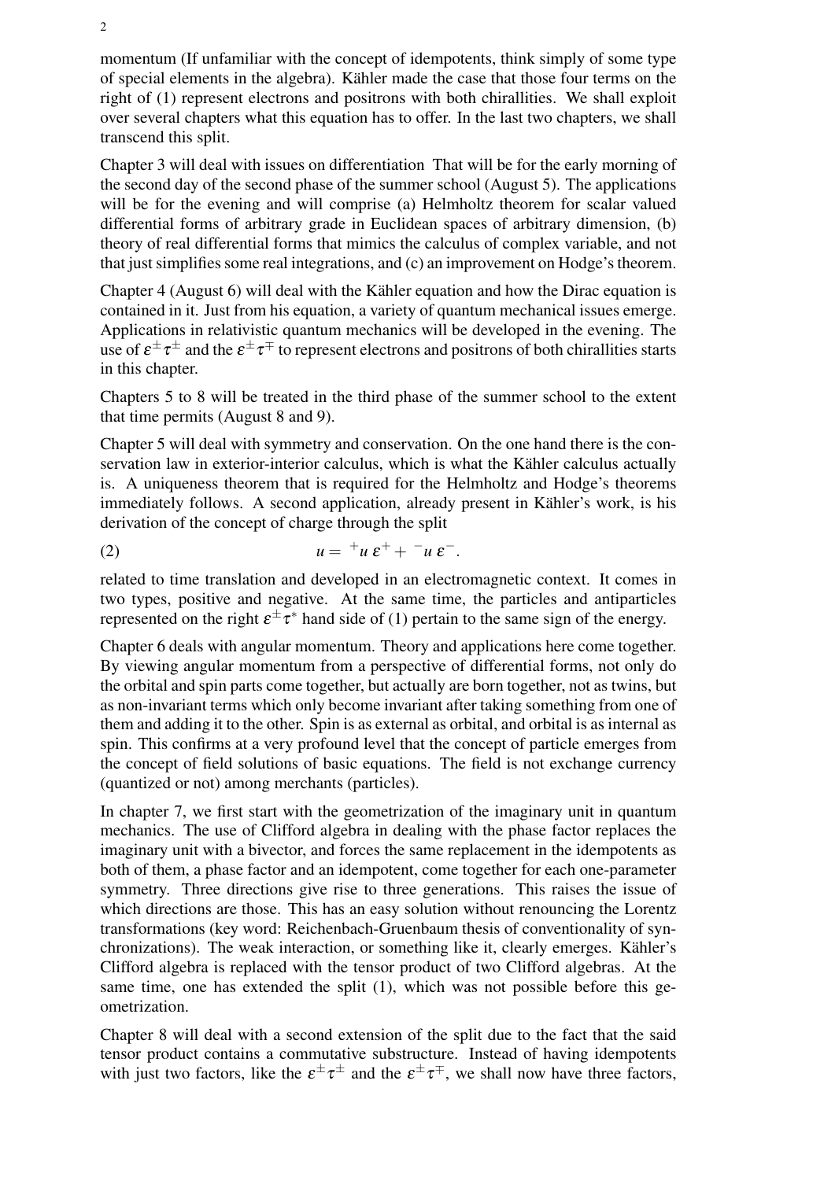momentum (If unfamiliar with the concept of idempotents, think simply of some type of special elements in the algebra). Kähler made the case that those four terms on the right of (1) represent electrons and positrons with both chiralities. We shall exploit over several chapters what this equation has to offer. In the last two chapters, we shall transcend this split.

Chapter 3 will deal with issues on differentiation That will be for the early morning of the second day of the second phase of the summer school (August 5). The applications will be for the evening and will comprise (a) Helmholtz theorem for scalar valued differential forms of arbitrary grade in Euclidean spaces of arbitrary dimension, (b) theory of real differential forms that mimics the calculus of complex variable, and not that just simplifies some real integrations, and (c) an improvement on Hodge's theorem.

Chapter 4 (August 6) will deal with the Kähler equation and how the Dirac equation is contained in it. Just from his equation, a variety of quantum mechanical issues emerge. Applications in relativistic quantum mechanics will be developed in the evening. The use of $\varepsilon^{\pm}\tau^{\pm}$ and the $\varepsilon^{\pm}\tau^{\mp}$ to represent electrons and positrons of both chirallities starts in this chapter.

Chapters 5 to 8 will be treated in the third phase of the summer school to the extent that time permits (August 8 and 9).

Chapter 5 will deal with symmetry and conservation. On the one hand there is the conservation law in exterior-interior calculus, which is what the Kähler calculus actually is. A uniqueness theorem that is required for the Helmholtz and Hodge's theorems immediately follows. A second application, already present in Kähler's work, is his derivation of the concept of charge through the split

$$u = {}^{+}u\,\varepsilon^{+} + {}^{-}u\,\varepsilon^{-}. \tag{2}$$

related to time translation and developed in an electromagnetic context. It comes in two types, positive and negative. At the same time, the particles and antiparticles represented on the right $\varepsilon^{\pm}\tau^{*}$ hand side of (1) pertain to the same sign of the energy.

Chapter 6 deals with angular momentum. Theory and applications here come together. By viewing angular momentum from a perspective of differential forms, not only do the orbital and spin parts come together, but actually are born together, not as twins, but as non-invariant terms which only become invariant after taking something from one of them and adding it to the other. Spin is as external as orbital, and orbital is as internal as spin. This confirms at a very profound level that the concept of particle emerges from the concept of field solutions of basic equations. The field is not exchange currency (quantized or not) among merchants (particles).

In chapter 7, we first start with the geometrization of the imaginary unit in quantum mechanics. The use of Clifford algebra in dealing with the phase factor replaces the imaginary unit with a bivector, and forces the same replacement in the idempotents as both of them, a phase factor and an idempotent, come together for each one-parameter symmetry. Three directions give rise to three generations. This raises the issue of which directions are those. This has an easy solution without renouncing the Lorentz transformations (key word: Reichenbach-Gruenbaum thesis of conventionality of synchronizations). The weak interaction, or something like it, clearly emerges. Kähler's Clifford algebra is replaced with the tensor product of two Clifford algebras. At the same time, one has extended the split (1), which was not possible before this geometrization.

Chapter 8 will deal with a second extension of the split due to the fact that the said tensor product contains a commutative substructure. Instead of having idempotents with just two factors, like the $\varepsilon^{\pm}\tau^{\pm}$ and the $\varepsilon^{\pm}\tau^{\mp}$, we shall now have three factors,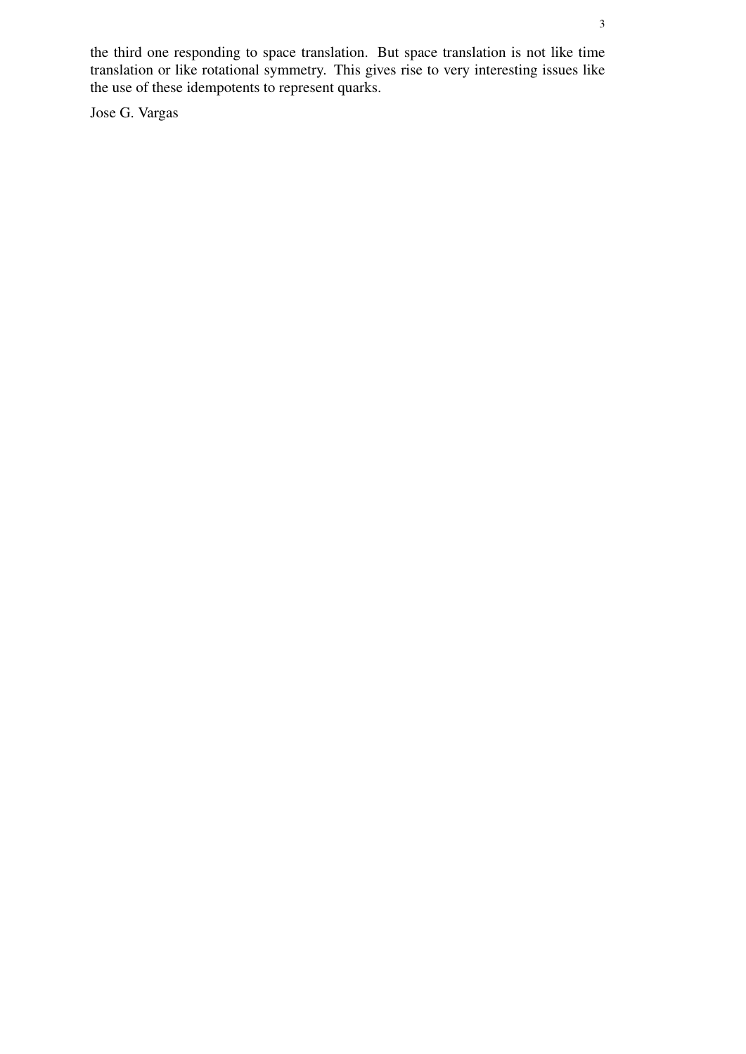the third one responding to space translation. But space translation is not like time translation or like rotational symmetry. This gives rise to very interesting issues like the use of these idempotents to represent quarks.

Jose G. Vargas